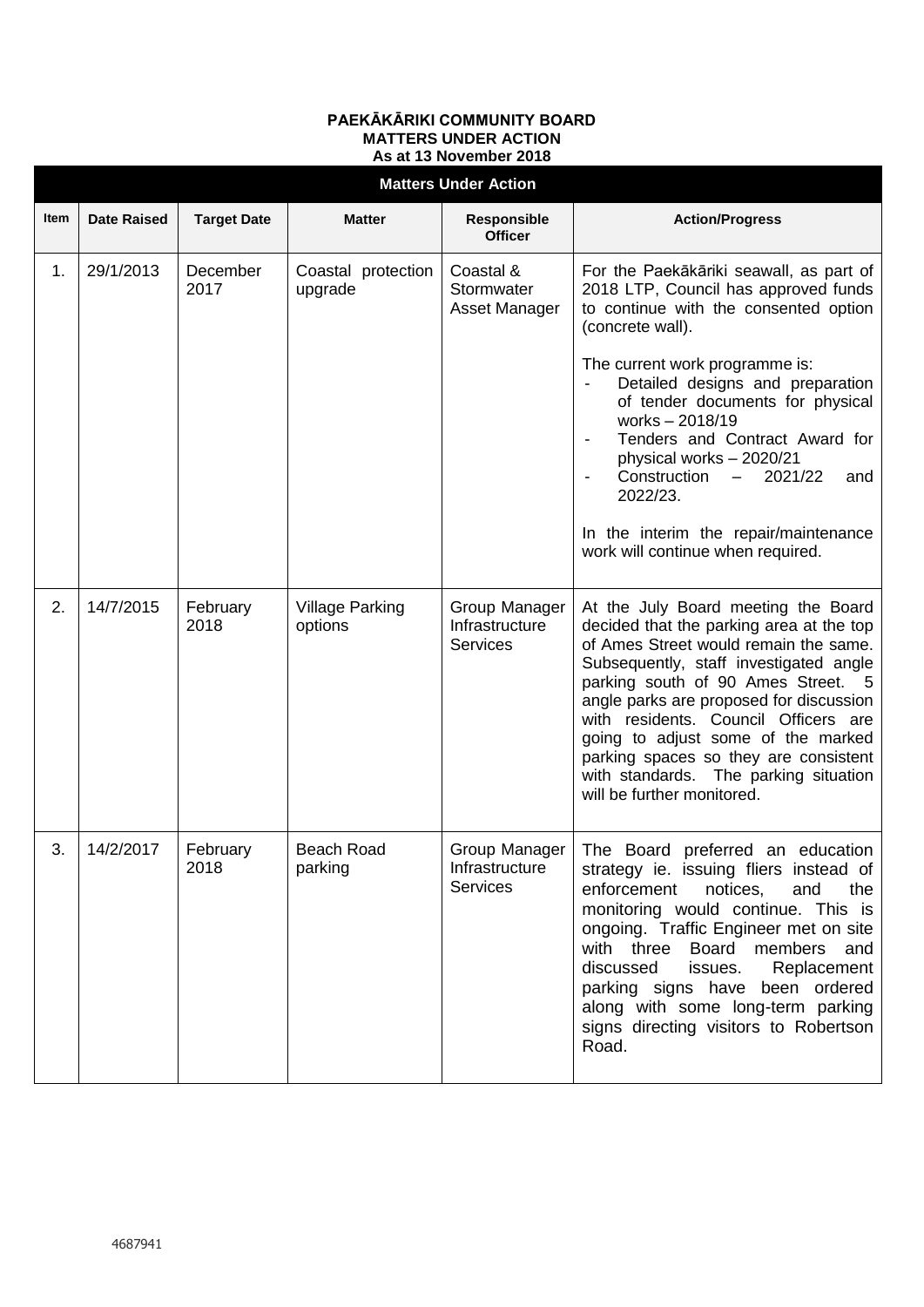**PAEKĀKĀRIKI COMMUNITY BOARD**
**MATTERS UNDER ACTION**
**As at 13 November 2018**

| Matters Under Action | | | | | |
|---|---|---|---|---|---|
| **Item** | **Date Raised** | **Target Date** | **Matter** | **Responsible Officer** | **Action/Progress** |
| 1. | 29/1/2013 | December 2017 | Coastal protection upgrade | Coastal & Stormwater Asset Manager | For the Paekākāriki seawall, as part of 2018 LTP, Council has approved funds to continue with the consented option (concrete wall).<br><br>The current work programme is:<br>- Detailed designs and preparation of tender documents for physical works – 2018/19<br>- Tenders and Contract Award for physical works – 2020/21<br>- Construction – 2021/22 and 2022/23.<br><br>In the interim the repair/maintenance work will continue when required. |
| 2. | 14/7/2015 | February 2018 | Village Parking options | Group Manager Infrastructure Services | At the July Board meeting the Board decided that the parking area at the top of Ames Street would remain the same. Subsequently, staff investigated angle parking south of 90 Ames Street. 5 angle parks are proposed for discussion with residents. Council Officers are going to adjust some of the marked parking spaces so they are consistent with standards. The parking situation will be further monitored. |
| 3. | 14/2/2017 | February 2018 | Beach Road parking | Group Manager Infrastructure Services | The Board preferred an education strategy ie. issuing fliers instead of enforcement notices, and the monitoring would continue. This is ongoing. Traffic Engineer met on site with three Board members and discussed issues. Replacement parking signs have been ordered along with some long-term parking signs directing visitors to Robertson Road. |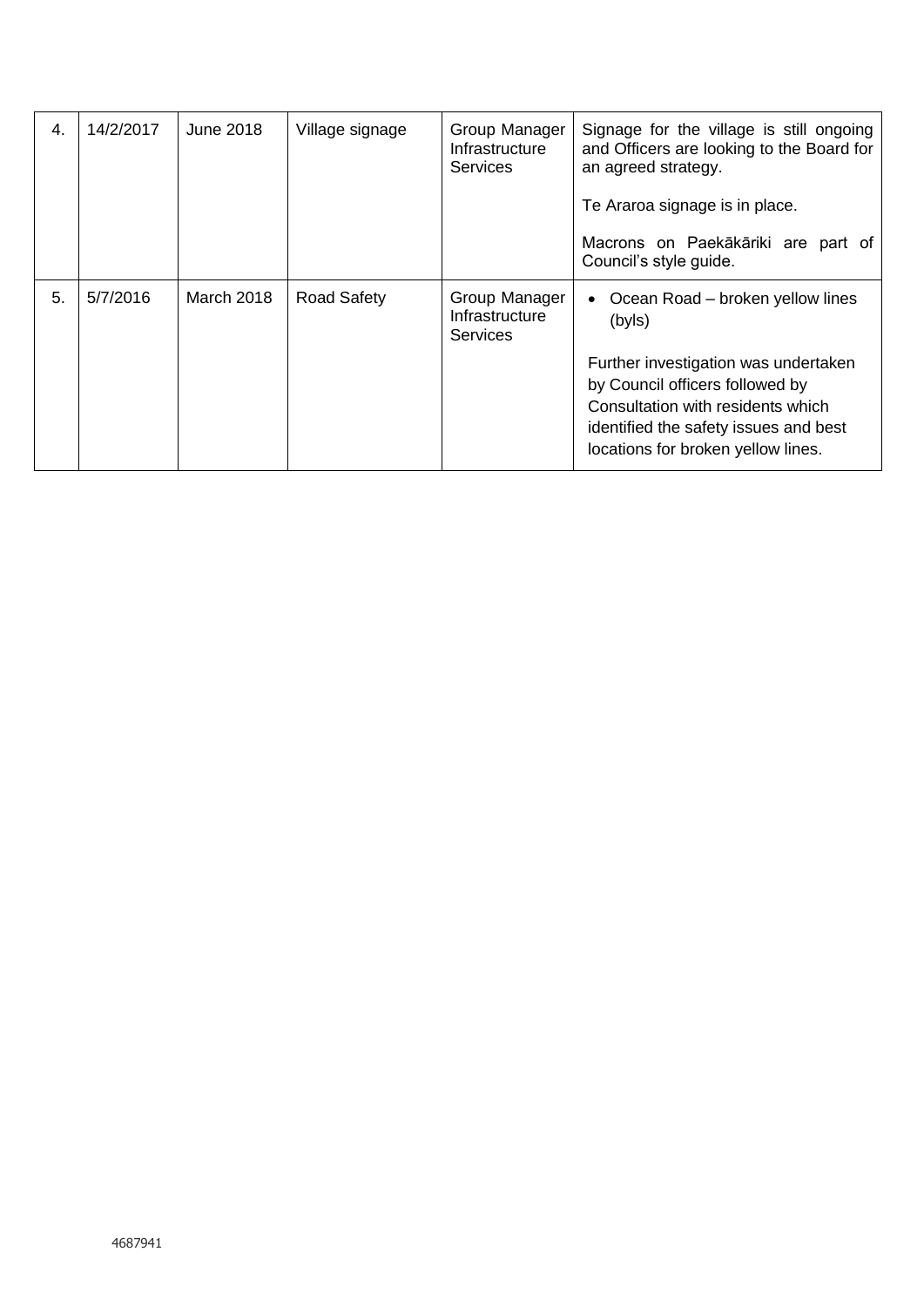| | | | | | |
|---|---|---|---|---|---|
| 4. | 14/2/2017 | June 2018 | Village signage | Group Manager Infrastructure Services | Signage for the village is still ongoing and Officers are looking to the Board for an agreed strategy.<br><br>Te Araroa signage is in place.<br><br>Macrons on Paekākāriki are part of Council's style guide. |
| 5. | 5/7/2016 | March 2018 | Road Safety | Group Manager Infrastructure Services | • Ocean Road – broken yellow lines (byls)<br><br>Further investigation was undertaken by Council officers followed by Consultation with residents which identified the safety issues and best locations for broken yellow lines. |

4687941